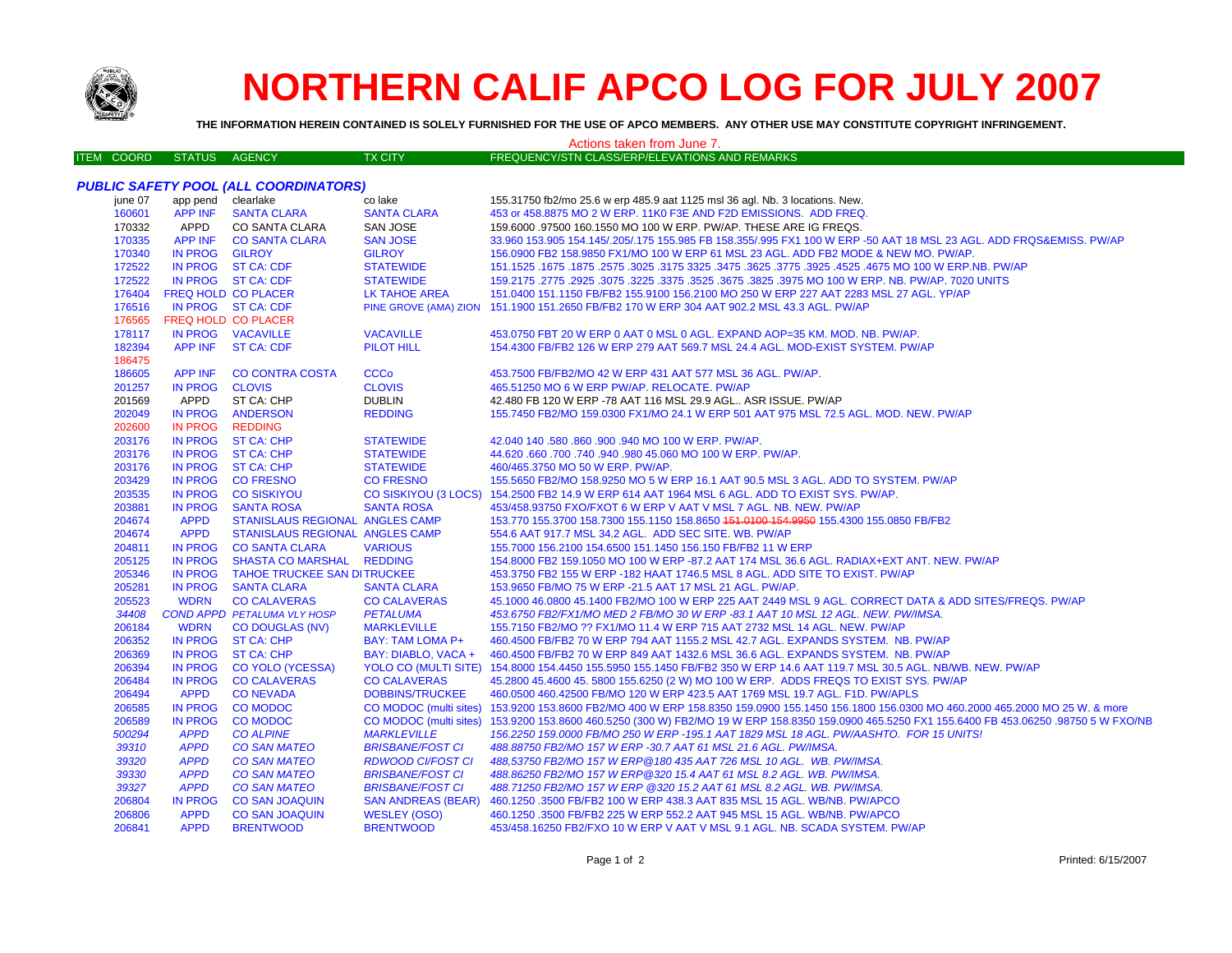# NORTHERN CALIF APCO LOG FOR JULY 2007

**THE INFORMATION HEREIN CONTAINED IS SOLELY FURNISHED FOR THE USE OF APCO MEMBERS. ANY OTHER USE MAY CONSTITUTE COPYRIGHT INFRINGEMENT.**

Actions taken from June 7.

| ITEM | COORD | STATUS | AGENCY | TX CITY | FREQUENCY/STN CLASS/ERP/ELEVATIONS AND REMARKS |
|---|---|---|---|---|---|
| ***PUBLIC SAFETY POOL (ALL COORDINATORS)*** | | | | | |
| | june 07 | app pend | clearlake | co lake | 155.31750 fb2/mo 25.6 w erp 485.9 aat 1125 msl 36 agl. Nb. 3 locations. New. |
| | 160601 | APP INF | SANTA CLARA | SANTA CLARA | 453 or 458.8875 MO 2 W ERP. 11K0 F3E AND F2D EMISSIONS. ADD FREQ. |
| | 170332 | APPD | CO SANTA CLARA | SAN JOSE | 159.6000 .97500 160.1550 MO 100 W ERP. PW/AP. THESE ARE IG FREQS. |
| | 170335 | APP INF | CO SANTA CLARA | SAN JOSE | 33.960 153.905 154.145/.205/.175 155.985 FB 158.355/.995 FX1 100 W ERP -50 AAT 18 MSL 23 AGL. ADD FRQS&EMISS. PW/AP |
| | 170340 | IN PROG | GILROY | GILROY | 156.0900 FB2 158.9850 FX1/MO 100 W ERP 61 MSL 23 AGL. ADD FB2 MODE & NEW MO. PW/AP. |
| | 172522 | IN PROG | ST CA: CDF | STATEWIDE | 151.1525 .1675 .1875 .2575 .3025 .3175 3325 .3475 .3625 .3775 .3925 .4525 .4675 MO 100 W ERP.NB. PW/AP |
| | 172522 | IN PROG | ST CA: CDF | STATEWIDE | 159.2175 .2775 .2925 .3075 .3225 .3375 .3525 .3675 .3825 .3975 MO 100 W ERP. NB. PW/AP. 7020 UNITS |
| | 176404 | FREQ HOLD | CO PLACER | LK TAHOE AREA | 151.0400 151.1150 FB/FB2 155.9100 156.2100 MO 250 W ERP 227 AAT 2283 MSL 27 AGL. YP/AP |
| | 176516 | IN PROG | ST CA: CDF | PINE GROVE (AMA) ZION | 151.1900 151.2650 FB/FB2 170 W ERP 304 AAT 902.2 MSL 43.3 AGL. PW/AP |
| | 176565 | FREQ HOLD | CO PLACER | | |
| | 178117 | IN PROG | VACAVILLE | VACAVILLE | 453.0750 FBT 20 W ERP 0 AAT 0 MSL 0 AGL. EXPAND AOP=35 KM. MOD. NB. PW/AP. |
| | 182394 | APP INF | ST CA: CDF | PILOT HILL | 154.4300 FB/FB2 126 W ERP 279 AAT 569.7 MSL 24.4 AGL. MOD-EXIST SYSTEM. PW/AP |
| | 186475 | | | | |
| | 186605 | APP INF | CO CONTRA COSTA | CCCo | 453.7500 FB/FB2/MO 42 W ERP 431 AAT 577 MSL 36 AGL. PW/AP. |
| | 201257 | IN PROG | CLOVIS | CLOVIS | 465.51250 MO 6 W ERP PW/AP. RELOCATE. PW/AP |
| | 201569 | APPD | ST CA: CHP | DUBLIN | 42.480 FB 120 W ERP -78 AAT 116 MSL 29.9 AGL.. ASR ISSUE. PW/AP |
| | 202049 | IN PROG | ANDERSON | REDDING | 155.7450 FB2/MO 159.0300 FX1/MO 24.1 W ERP 501 AAT 975 MSL 72.5 AGL. MOD. NEW. PW/AP |
| | 202600 | IN PROG | REDDING | | |
| | 203176 | IN PROG | ST CA: CHP | STATEWIDE | 42.040 140 .580 .860 .900 .940 MO 100 W ERP. PW/AP. |
| | 203176 | IN PROG | ST CA: CHP | STATEWIDE | 44.620 .660 .700 .740 .940 .980 45.060 MO 100 W ERP. PW/AP. |
| | 203176 | IN PROG | ST CA: CHP | STATEWIDE | 460/465.3750 MO 50 W ERP. PW/AP. |
| | 203429 | IN PROG | CO FRESNO | CO FRESNO | 155.5650 FB2/MO 158.9250 MO 5 W ERP 16.1 AAT 90.5 MSL 3 AGL. ADD TO SYSTEM. PW/AP |
| | 203535 | IN PROG | CO SISKIYOU | CO SISKIYOU (3 LOCS) | 154.2500 FB2 14.9 W ERP 614 AAT 1964 MSL 6 AGL. ADD TO EXIST SYS. PW/AP. |
| | 203881 | IN PROG | SANTA ROSA | SANTA ROSA | 453/458.93750 FXO/FXOT 6 W ERP V AAT V MSL 7 AGL. NB. NEW. PW/AP |
| | 204674 | APPD | STANISLAUS REGIONAL | ANGLES CAMP | 153.770 155.3700 158.7300 155.1150 158.8650 ~~151.0100 154.9950~~ 155.4300 155.0850 FB/FB2 |
| | 204674 | APPD | STANISLAUS REGIONAL | ANGLES CAMP | 554.6 AAT 917.7 MSL 34.2 AGL. ADD SEC SITE. WB. PW/AP |
| | 204811 | IN PROG | CO SANTA CLARA | VARIOUS | 155.7000 156.2100 154.6500 151.1450 156.150 FB/FB2 11 W ERP |
| | 205125 | IN PROG | SHASTA CO MARSHAL | REDDING | 154.8000 FB2 159.1050 MO 100 W ERP -87.2 AAT 174 MSL 36.6 AGL. RADIAX+EXT ANT. NEW. PW/AP |
| | 205346 | IN PROG | TAHOE TRUCKEE SAN DI | TRUCKEE | 453.3750 FB2 155 W ERP -182 HAAT 1746.5 MSL 8 AGL. ADD SITE TO EXIST. PW/AP |
| | 205281 | IN PROG | SANTA CLARA | SANTA CLARA | 153.9650 FB/MO 75 W ERP -21.5 AAT 17 MSL 21 AGL. PW/AP. |
| | 205523 | WDRN | CO CALAVERAS | CO CALAVERAS | 45.1000 46.0800 45.1400 FB2/MO 100 W ERP 225 AAT 2449 MSL 9 AGL. CORRECT DATA & ADD SITES/FREQS. PW/AP |
| | *34408* | *COND APPD* | *PETALUMA VLY HOSP* | *PETALUMA* | *453.6750 FB2/FX1/MO MED 2 FB/MO 30 W ERP -83.1 AAT 10 MSL 12 AGL. NEW. PW/IMSA.* |
| | 206184 | WDRN | CO DOUGLAS (NV) | MARKLEVILLE | 155.7150 FB2/MO ?? FX1/MO 11.4 W ERP 715 AAT 2732 MSL 14 AGL. NEW. PW/AP |
| | 206352 | IN PROG | ST CA: CHP | BAY: TAM LOMA P+ | 460.4500 FB/FB2 70 W ERP 794 AAT 1155.2 MSL 42.7 AGL. EXPANDS SYSTEM. NB. PW/AP |
| | 206369 | IN PROG | ST CA: CHP | BAY: DIABLO, VACA + | 460.4500 FB/FB2 70 W ERP 849 AAT 1432.6 MSL 36.6 AGL. EXPANDS SYSTEM. NB. PW/AP |
| | 206394 | IN PROG | CO YOLO (YCESSA) | YOLO CO (MULTI SITE) | 154.8000 154.4450 155.5950 155.1450 FB/FB2 350 W ERP 14.6 AAT 119.7 MSL 30.5 AGL. NB/WB. NEW. PW/AP |
| | 206484 | IN PROG | CO CALAVERAS | CO CALAVERAS | 45.2800 45.4600 45. 5800 155.6250 (2 W) MO 100 W ERP. ADDS FREQS TO EXIST SYS. PW/AP |
| | 206494 | APPD | CO NEVADA | DOBBINS/TRUCKEE | 460.0500 460.42500 FB/MO 120 W ERP 423.5 AAT 1769 MSL 19.7 AGL. F1D. PW/APLS |
| | 206585 | IN PROG | CO MODOC | CO MODOC (multi sites) | 153.9200 153.8600 FB2/MO 400 W ERP 158.8350 159.0900 155.1450 156.1800 156.0300 MO 460.2000 465.2000 MO 25 W. & more |
| | 206589 | IN PROG | CO MODOC | CO MODOC (multi sites) | 153.9200 153.8600 460.5250 (300 W) FB2/MO 19 W ERP 158.8350 159.0900 465.5250 FX1 155.6400 FB 453.06250 .98750 5 W FXO/NB |
| | *500294* | *APPD* | *CO ALPINE* | *MARKLEVILLE* | *156.2250 159.0000 FB/MO 250 W ERP -195.1 AAT 1829 MSL 18 AGL. PW/AASHTO. FOR 15 UNITS!* |
| | *39310* | *APPD* | *CO SAN MATEO* | *BRISBANE/FOST CI* | *488.88750 FB2/MO 157 W ERP -30.7 AAT 61 MSL 21.6 AGL. PW/IMSA.* |
| | *39320* | *APPD* | *CO SAN MATEO* | *RDWOOD CI/FOST CI* | *488,53750 FB2/MO 157 W ERP@180 435 AAT 726 MSL 10 AGL. WB. PW/IMSA.* |
| | *39330* | *APPD* | *CO SAN MATEO* | *BRISBANE/FOST CI* | *488.86250 FB2/MO 157 W ERP@320 15.4 AAT 61 MSL 8.2 AGL. WB. PW/IMSA.* |
| | *39327* | *APPD* | *CO SAN MATEO* | *BRISBANE/FOST CI* | *488.71250 FB2/MO 157 W ERP @320 15.2 AAT 61 MSL 8.2 AGL. WB. PW/IMSA.* |
| | 206804 | IN PROG | CO SAN JOAQUIN | SAN ANDREAS (BEAR) | 460.1250 .3500 FB/FB2 100 W ERP 438.3 AAT 835 MSL 15 AGL. WB/NB. PW/APCO |
| | 206806 | APPD | CO SAN JOAQUIN | WESLEY (OSO) | 460.1250 .3500 FB/FB2 225 W ERP 552.2 AAT 945 MSL 15 AGL. WB/NB. PW/APCO |
| | 206841 | APPD | BRENTWOOD | BRENTWOOD | 453/458.16250 FB2/FXO 10 W ERP V AAT V MSL 9.1 AGL. NB. SCADA SYSTEM. PW/AP |

Printed: 6/15/2007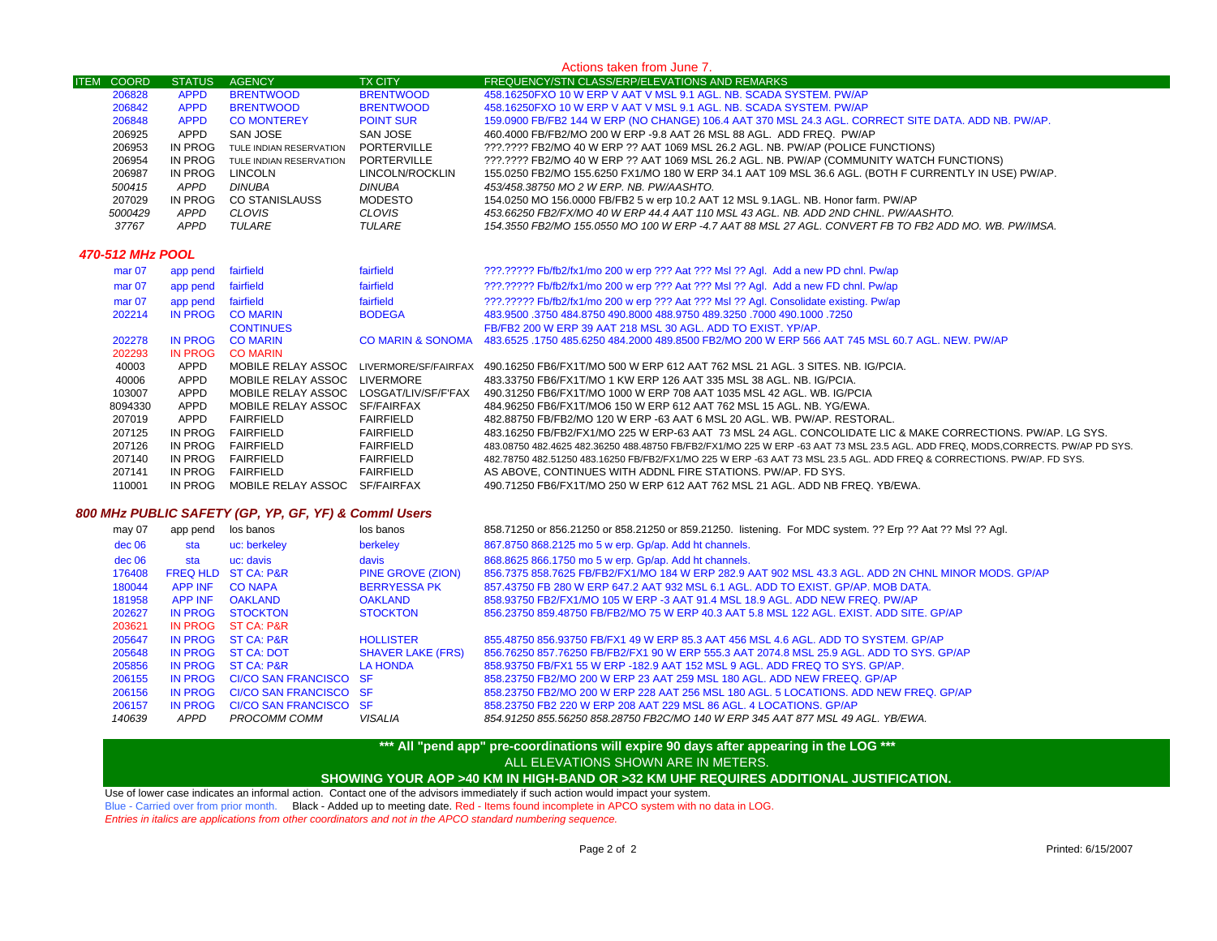Actions taken from June 7.

| ITEM | COORD | STATUS | AGENCY | TX CITY | FREQUENCY/STN CLASS/ERP/ELEVATIONS AND REMARKS |
|---|---|---|---|---|---|
| | 206828 | APPD | BRENTWOOD | BRENTWOOD | 458.16250FXO 10 W ERP V AAT V MSL 9.1 AGL. NB. SCADA SYSTEM. PW/AP |
| | 206842 | APPD | BRENTWOOD | BRENTWOOD | 458.16250FXO 10 W ERP V AAT V MSL 9.1 AGL. NB. SCADA SYSTEM. PW/AP |
| | 206848 | APPD | CO MONTEREY | POINT SUR | 159.0900 FB/FB2 144 W ERP (NO CHANGE) 106.4 AAT 370 MSL 24.3 AGL. CORRECT SITE DATA. ADD NB. PW/AP. |
| | 206925 | APPD | SAN JOSE | SAN JOSE | 460.4000 FB/FB2/MO 200 W ERP -9.8 AAT 26 MSL 88 AGL. ADD FREQ. PW/AP |
| | 206953 | IN PROG | TULE INDIAN RESERVATION | PORTERVILLE | ???.???? FB2/MO 40 W ERP ?? AAT 1069 MSL 26.2 AGL. NB. PW/AP (POLICE FUNCTIONS) |
| | 206954 | IN PROG | TULE INDIAN RESERVATION | PORTERVILLE | ???.???? FB2/MO 40 W ERP ?? AAT 1069 MSL 26.2 AGL. NB. PW/AP (COMMUNITY WATCH FUNCTIONS) |
| | 206987 | IN PROG | LINCOLN | LINCOLN/ROCKLIN | 155.0250 FB2/MO 155.6250 FX1/MO 180 W ERP 34.1 AAT 109 MSL 36.6 AGL. (BOTH F CURRENTLY IN USE) PW/AP. |
| | *500415* | *APPD* | *DINUBA* | *DINUBA* | *453/458.38750 MO 2 W ERP. NB. PW/AASHTO.* |
| | 207029 | IN PROG | CO STANISLAUSS | MODESTO | 154.0250 MO 156.0000 FB/FB2 5 w erp 10.2 AAT 12 MSL 9.1AGL. NB. Honor farm. PW/AP |
| | *5000429* | *APPD* | *CLOVIS* | *CLOVIS* | *453.66250 FB2/FX/MO 40 W ERP 44.4 AAT 110 MSL 43 AGL. NB. ADD 2ND CHNL. PW/AASHTO.* |
| | *37767* | *APPD* | *TULARE* | *TULARE* | *154.3550 FB2/MO 155.0550 MO 100 W ERP -4.7 AAT 88 MSL 27 AGL. CONVERT FB TO FB2 ADD MO. WB. PW/IMSA.* |

### *470-512 MHz POOL*

| ITEM | COORD | STATUS | AGENCY | TX CITY | FREQUENCY/STN CLASS/ERP/ELEVATIONS AND REMARKS |
|---|---|---|---|---|---|
| | mar 07 | app pend | fairfield | fairfield | ???.????? Fb/fb2/fx1/mo 200 w erp ??? Aat ??? Msl ?? Agl. Add a new PD chnl. Pw/ap |
| | mar 07 | app pend | fairfield | fairfield | ???.????? Fb/fb2/fx1/mo 200 w erp ??? Aat ??? Msl ?? Agl. Add a new FD chnl. Pw/ap |
| | mar 07 | app pend | fairfield | fairfield | ???.????? Fb/fb2/fx1/mo 200 w erp ??? Aat ??? Msl ?? Agl. Consolidate existing. Pw/ap |
| | 202214 | IN PROG | CO MARIN | BODEGA | 483.9500 .3750 484.8750 490.8000 488.9750 489.3250 .7000 490.1000 .7250 |
| | | | CONTINUES | | FB/FB2 200 W ERP 39 AAT 218 MSL 30 AGL. ADD TO EXIST. YP/AP. |
| | 202278 | IN PROG | CO MARIN | CO MARIN & SONOMA | 483.6525 .1750 485.6250 484.2000 489.8500 FB2/MO 200 W ERP 566 AAT 745 MSL 60.7 AGL. NEW. PW/AP |
| | 202293 | IN PROG | CO MARIN | | |
| | 40003 | APPD | MOBILE RELAY ASSOC | LIVERMORE/SF/FAIRFAX | 490.16250 FB6/FX1T/MO 500 W ERP 612 AAT 762 MSL 21 AGL. 3 SITES. NB. IG/PCIA. |
| | 40006 | APPD | MOBILE RELAY ASSOC | LIVERMORE | 483.33750 FB6/FX1T/MO 1 KW ERP 126 AAT 335 MSL 38 AGL. NB. IG/PCIA. |
| | 103007 | APPD | MOBILE RELAY ASSOC | LOSGAT/LIV/SF/F'FAX | 490.31250 FB6/FX1T/MO 1000 W ERP 708 AAT 1035 MSL 42 AGL. WB. IG/PCIA |
| | 8094330 | APPD | MOBILE RELAY ASSOC | SF/FAIRFAX | 484.96250 FB6/FX1T/MO6 150 W ERP 612 AAT 762 MSL 15 AGL. NB. YG/EWA. |
| | 207019 | APPD | FAIRFIELD | FAIRFIELD | 482.88750 FB/FB2/MO 120 W ERP -63 AAT 6 MSL 20 AGL. WB. PW/AP. RESTORAL. |
| | 207125 | IN PROG | FAIRFIELD | FAIRFIELD | 483.16250 FB/FB2/FX1/MO 225 W ERP-63 AAT 73 MSL 24 AGL. CONCOLIDATE LIC & MAKE CORRECTIONS. PW/AP. LG SYS. |
| | 207126 | IN PROG | FAIRFIELD | FAIRFIELD | 483.08750 482.4625 482.36250 488.48750 FB/FB2/FX1/MO 225 W ERP -63 AAT 73 MSL 23.5 AGL. ADD FREQ, MODS,CORRECTS. PW/AP PD SYS. |
| | 207140 | IN PROG | FAIRFIELD | FAIRFIELD | 482.78750 482.51250 483.16250 FB/FB2/FX1/MO 225 W ERP -63 AAT 73 MSL 23.5 AGL. ADD FREQ & CORRECTIONS. PW/AP. FD SYS. |
| | 207141 | IN PROG | FAIRFIELD | FAIRFIELD | AS ABOVE, CONTINUES WITH ADDNL FIRE STATIONS. PW/AP. FD SYS. |
| | 110001 | IN PROG | MOBILE RELAY ASSOC | SF/FAIRFAX | 490.71250 FB6/FX1T/MO 250 W ERP 612 AAT 762 MSL 21 AGL. ADD NB FREQ. YB/EWA. |

### *800 MHz PUBLIC SAFETY (GP, YP, GF, YF) & Comml Users*

| ITEM | COORD | STATUS | AGENCY | TX CITY | FREQUENCY/STN CLASS/ERP/ELEVATIONS AND REMARKS |
|---|---|---|---|---|---|
| | may 07 | app pend | los banos | los banos | 858.71250 or 856.21250 or 858.21250 or 859.21250. listening. For MDC system. ?? Erp ?? Aat ?? Msl ?? Agl. |
| | dec 06 | sta | uc: berkeley | berkeley | 867.8750 868.2125 mo 5 w erp. Gp/ap. Add ht channels. |
| | dec 06 | sta | uc: davis | davis | 868.8625 866.1750 mo 5 w erp. Gp/ap. Add ht channels. |
| | 176408 | FREQ HLD | ST CA: P&R | PINE GROVE (ZION) | 856.7375 858.7625 FB/FB2/FX1/MO 184 W ERP 282.9 AAT 902 MSL 43.3 AGL. ADD 2N CHNL MINOR MODS. GP/AP |
| | 180044 | APP INF | CO NAPA | BERRYESSA PK | 857.43750 FB 280 W ERP 647.2 AAT 932 MSL 6.1 AGL. ADD TO EXIST. GP/AP. MOB DATA. |
| | 181958 | APP INF | OAKLAND | OAKLAND | 858.93750 FB2/FX1/MO 105 W ERP -3 AAT 91.4 MSL 18.9 AGL. ADD NEW FREQ. PW/AP |
| | 202627 | IN PROG | STOCKTON | STOCKTON | 856.23750 859.48750 FB/FB2/MO 75 W ERP 40.3 AAT 5.8 MSL 122 AGL. EXIST. ADD SITE. GP/AP |
| | 203621 | IN PROG | ST CA: P&R | | |
| | 205647 | IN PROG | ST CA: P&R | HOLLISTER | 855.48750 856.93750 FB/FX1 49 W ERP 85.3 AAT 456 MSL 4.6 AGL. ADD TO SYSTEM. GP/AP |
| | 205648 | IN PROG | ST CA: DOT | SHAVER LAKE (FRS) | 856.76250 857.76250 FB/FB2/FX1 90 W ERP 555.3 AAT 2074.8 MSL 25.9 AGL. ADD TO SYS. GP/AP |
| | 205856 | IN PROG | ST CA: P&R | LA HONDA | 858.93750 FB/FX1 55 W ERP -182.9 AAT 152 MSL 9 AGL. ADD FREQ TO SYS. GP/AP. |
| | 206155 | IN PROG | CI/CO SAN FRANCISCO | SF | 858.23750 FB2/MO 200 W ERP 23 AAT 259 MSL 180 AGL. ADD NEW FREEQ. GP/AP |
| | 206156 | IN PROG | CI/CO SAN FRANCISCO | SF | 858.23750 FB2/MO 200 W ERP 228 AAT 256 MSL 180 AGL. 5 LOCATIONS. ADD NEW FREQ. GP/AP |
| | 206157 | IN PROG | CI/CO SAN FRANCISCO | SF | 858.23750 FB2 220 W ERP 208 AAT 229 MSL 86 AGL. 4 LOCATIONS. GP/AP |
| | *140639* | *APPD* | *PROCOMM COMM* | *VISALIA* | *854.91250 855.56250 858.28750 FB2C/MO 140 W ERP 345 AAT 877 MSL 49 AGL. YB/EWA.* |

**\*\*\* All "pend app" pre-coordinations will expire 90 days after appearing in the LOG \*\*\***

ALL ELEVATIONS SHOWN ARE IN METERS.

**SHOWING YOUR AOP >40 KM IN HIGH-BAND OR >32 KM UHF REQUIRES ADDITIONAL JUSTIFICATION.**

Use of lower case indicates an informal action. Contact one of the advisors immediately if such action would impact your system.

Blue - Carried over from prior month. Black - Added up to meeting date. Red - Items found incomplete in APCO system with no data in LOG.

*Entries in italics are applications from other coordinators and not in the APCO standard numbering sequence.*

Printed: 6/15/2007